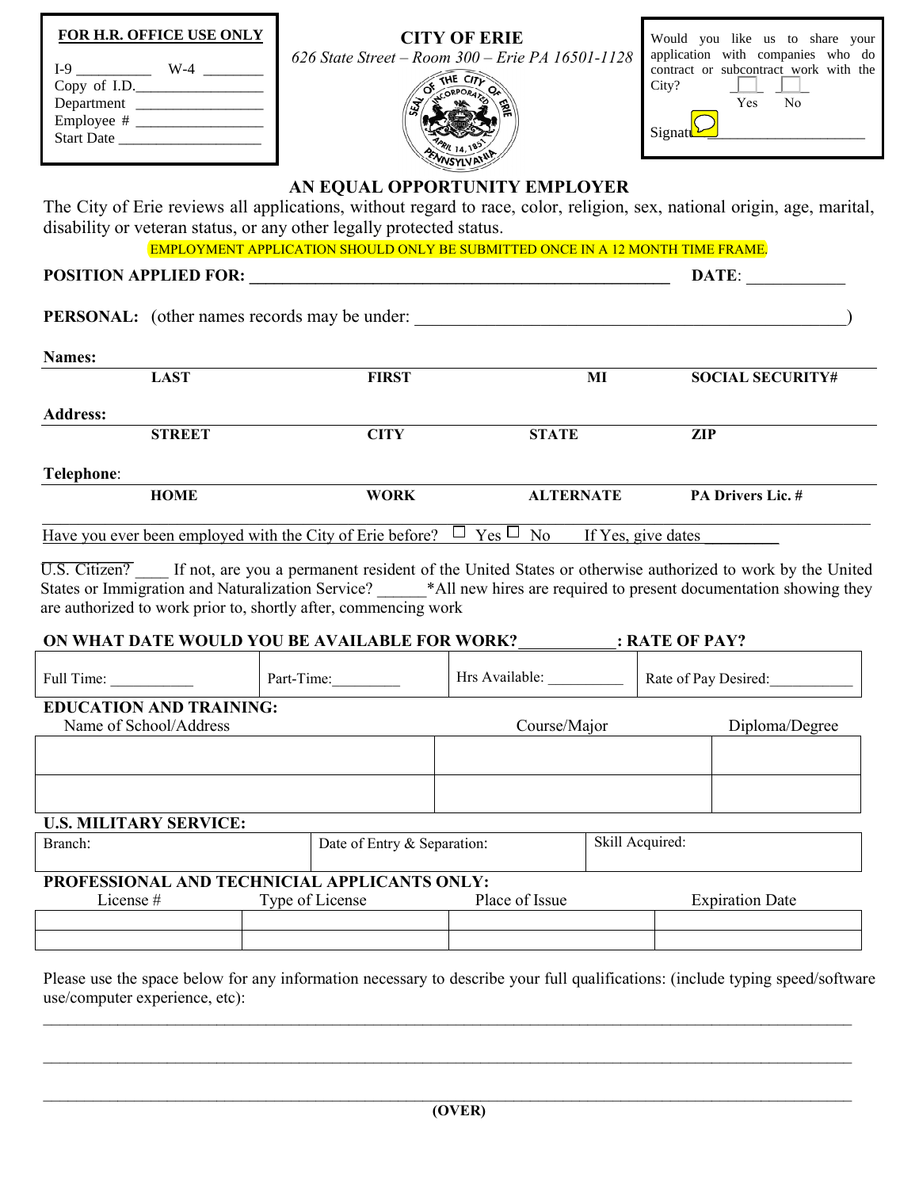**FOR H.R. OFFICE USE ONLY**

I-9 __________ W-4 ________
Copy of I.D.__________________
Department __________________
Employee # __________________
Start Date ___________________

**CITY OF ERIE**

*626 State Street – Room 300 – Erie PA 16501-1128*

Would you like us to share your application with companies who do contract or subcontract work with the City?

☐ Yes ☐ No

Signature ______________________

**AN EQUAL OPPORTUNITY EMPLOYER**

The City of Erie reviews all applications, without regard to race, color, religion, sex, national origin, age, marital, disability or veteran status, or any other legally protected status.

EMPLOYMENT APPLICATION SHOULD ONLY BE SUBMITTED ONCE IN A 12 MONTH TIME FRAME.

**POSITION APPLIED FOR:** ______________________________________________ **DATE**: ____________

**PERSONAL:** (other names records may be under: ______________________________________________)

**Names:**

| LAST | FIRST | MI | SOCIAL SECURITY# |
|---|---|---|---|

**Address:**

| STREET | CITY | STATE | ZIP |
|---|---|---|---|

**Telephone**:

| HOME | WORK | ALTERNATE | PA Drivers Lic. # |
|---|---|---|---|

Have you ever been employed with the City of Erie before? ☐ Yes ☐ No If Yes, give dates _________

U.S. Citizen? ____ If not, are you a permanent resident of the United States or otherwise authorized to work by the United States or Immigration and Naturalization Service? ______*All new hires are required to present documentation showing they are authorized to work prior to, shortly after, commencing work

**ON WHAT DATE WOULD YOU BE AVAILABLE FOR WORK?___________: RATE OF PAY?**

| Full Time: ___________ | Part-Time:_________ | Hrs Available: __________ | Rate of Pay Desired:___________ |
|---|---|---|---|

**EDUCATION AND TRAINING:**

| Name of School/Address | Course/Major | Diploma/Degree |
|---|---|---|
| | | |
| | | |

**U.S. MILITARY SERVICE:**

| Branch: | Date of Entry & Separation: | Skill Acquired: |
|---|---|---|

**PROFESSIONAL AND TECHNICIAL APPLICANTS ONLY:**

| License # | Type of License | Place of Issue | Expiration Date |
|---|---|---|---|
| | | | |
| | | | |

Please use the space below for any information necessary to describe your full qualifications: (include typing speed/software use/computer experience, etc):

_____________________________________________________________________________________________

_____________________________________________________________________________________________

_____________________________________________________________________________________________

**(OVER)**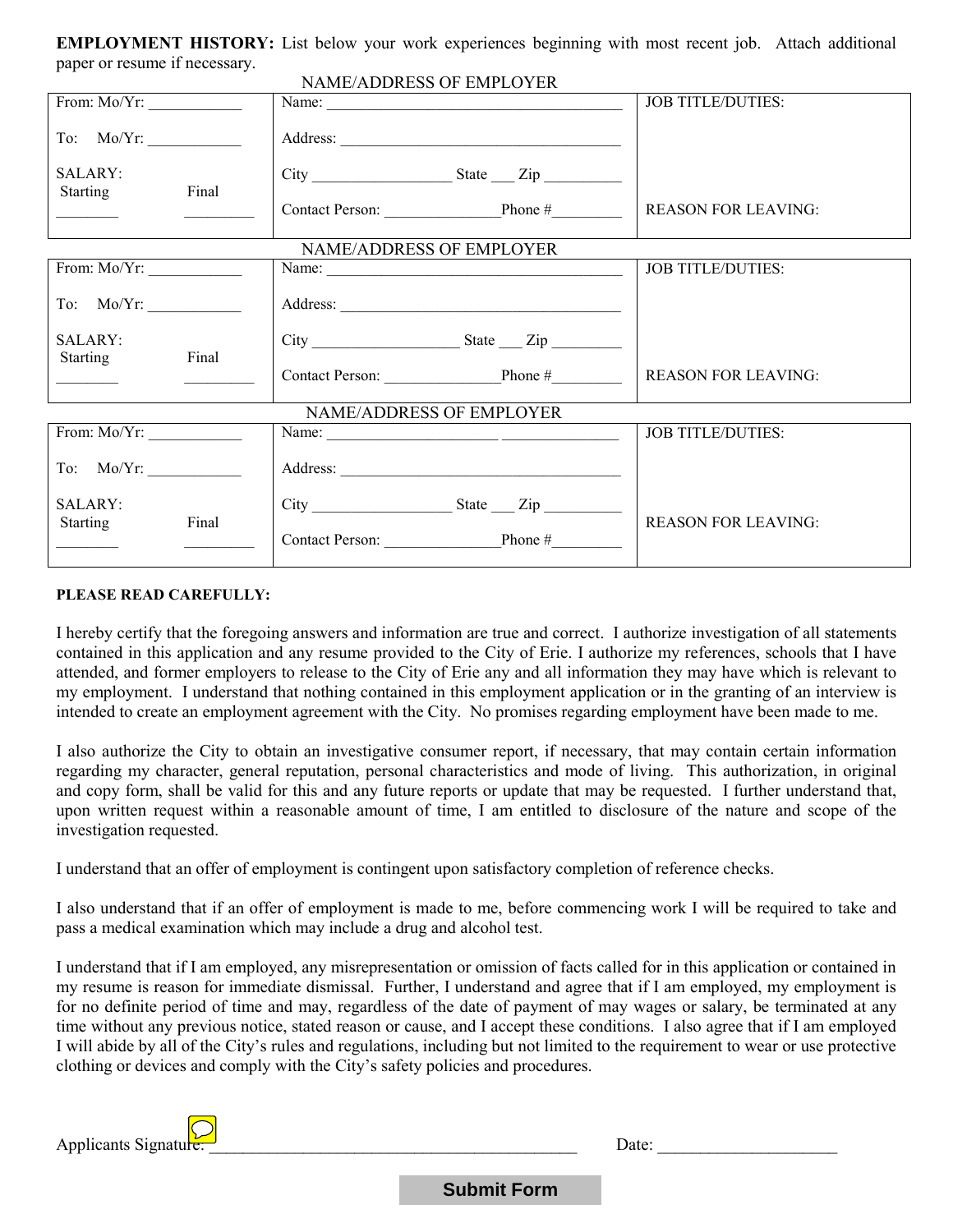**EMPLOYMENT HISTORY:** List below your work experiences beginning with most recent job. Attach additional paper or resume if necessary.

| | NAME/ADDRESS OF EMPLOYER | |
|---|---|---|
| From: Mo/Yr: ____________<br><br>To: Mo/Yr: ____________<br><br>SALARY:<br>Starting Final<br>________ _________ | Name: ______________________________________<br><br>Address: ____________________________________<br><br>City __________________ State ___ Zip __________<br><br>Contact Person: _______________Phone #_________ | JOB TITLE/DUTIES:<br><br><br><br><br>REASON FOR LEAVING: |

| | NAME/ADDRESS OF EMPLOYER | |
|---|---|---|
| From: Mo/Yr: ____________<br><br>To: Mo/Yr: ____________<br><br>SALARY:<br>Starting Final<br>________ _________ | Name: ______________________________________<br><br>Address: ____________________________________<br><br>City ___________________ State ___ Zip _________<br><br>Contact Person: _______________Phone #_________ | JOB TITLE/DUTIES:<br><br><br><br><br>REASON FOR LEAVING: |

| | NAME/ADDRESS OF EMPLOYER | |
|---|---|---|
| From: Mo/Yr: ____________<br><br>To: Mo/Yr: ____________<br><br>SALARY:<br>Starting Final<br>________ _________ | Name: ______________________ _______________<br><br>Address: ____________________________________<br><br>City __________________ State ___ Zip __________<br><br>Contact Person: _______________Phone #_________ | JOB TITLE/DUTIES:<br><br><br><br>REASON FOR LEAVING: |

**PLEASE READ CAREFULLY:**

I hereby certify that the foregoing answers and information are true and correct. I authorize investigation of all statements contained in this application and any resume provided to the City of Erie. I authorize my references, schools that I have attended, and former employers to release to the City of Erie any and all information they may have which is relevant to my employment. I understand that nothing contained in this employment application or in the granting of an interview is intended to create an employment agreement with the City. No promises regarding employment have been made to me.

I also authorize the City to obtain an investigative consumer report, if necessary, that may contain certain information regarding my character, general reputation, personal characteristics and mode of living. This authorization, in original and copy form, shall be valid for this and any future reports or update that may be requested. I further understand that, upon written request within a reasonable amount of time, I am entitled to disclosure of the nature and scope of the investigation requested.

I understand that an offer of employment is contingent upon satisfactory completion of reference checks.

I also understand that if an offer of employment is made to me, before commencing work I will be required to take and pass a medical examination which may include a drug and alcohol test.

I understand that if I am employed, any misrepresentation or omission of facts called for in this application or contained in my resume is reason for immediate dismissal. Further, I understand and agree that if I am employed, my employment is for no definite period of time and may, regardless of the date of payment of may wages or salary, be terminated at any time without any previous notice, stated reason or cause, and I accept these conditions. I also agree that if I am employed I will abide by all of the City's rules and regulations, including but not limited to the requirement to wear or use protective clothing or devices and comply with the City's safety policies and procedures.

Applicants Signature: ____________________________________________ Date: _____________________

Submit Form